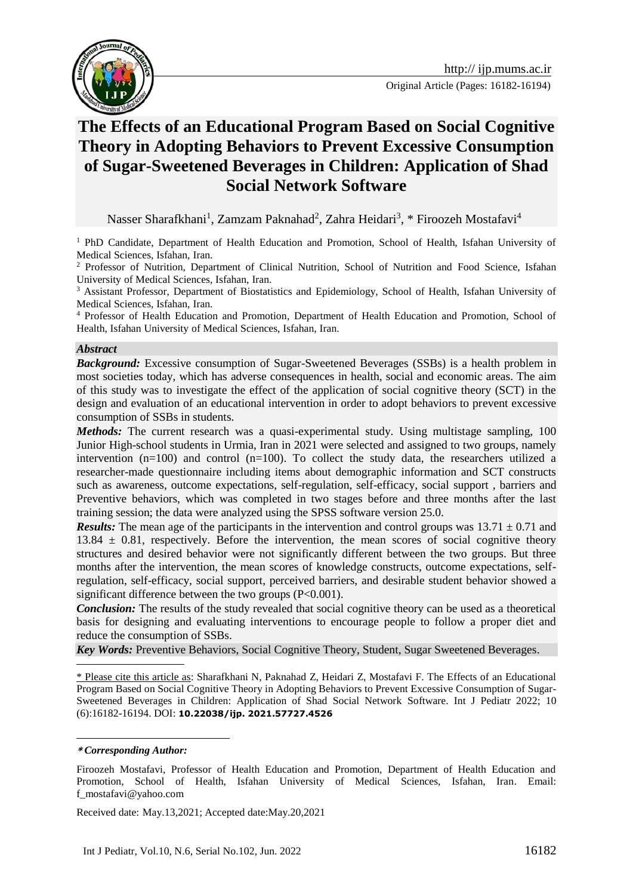Original Article (Pages: 16182-16194)

# The Effects of an Educational Program Based on Social Cognitive Theory in Adopting Behaviors to Prevent Excessive Consumption of Sugar-Sweetened Beverages in Children: Application of Shad Social Network Software

Nasser Sharafkhani[1], Zamzam Paknahad[2], Zahra Heidari[3], * Firoozeh Mostafavi[4]

[1] PhD Candidate, Department of Health Education and Promotion, School of Health, Isfahan University of Medical Sciences, Isfahan, Iran.

[2] Professor of Nutrition, Department of Clinical Nutrition, School of Nutrition and Food Science, Isfahan University of Medical Sciences, Isfahan, Iran.

[3] Assistant Professor, Department of Biostatistics and Epidemiology, School of Health, Isfahan University of Medical Sciences, Isfahan, Iran.

[4] Professor of Health Education and Promotion, Department of Health Education and Promotion, School of Health, Isfahan University of Medical Sciences, Isfahan, Iran.

### *Abstract*

***Background:*** Excessive consumption of Sugar-Sweetened Beverages (SSBs) is a health problem in most societies today, which has adverse consequences in health, social and economic areas. The aim of this study was to investigate the effect of the application of social cognitive theory (SCT) in the design and evaluation of an educational intervention in order to adopt behaviors to prevent excessive consumption of SSBs in students.

***Methods:*** The current research was a quasi-experimental study. Using multistage sampling, 100 Junior High-school students in Urmia, Iran in 2021 were selected and assigned to two groups, namely intervention (n=100) and control (n=100). To collect the study data, the researchers utilized a researcher-made questionnaire including items about demographic information and SCT constructs such as awareness, outcome expectations, self-regulation, self-efficacy, social support , barriers and Preventive behaviors, which was completed in two stages before and three months after the last training session; the data were analyzed using the SPSS software version 25.0.

***Results:*** The mean age of the participants in the intervention and control groups was $13.71 \pm 0.71$ and $13.84 \pm 0.81$, respectively. Before the intervention, the mean scores of social cognitive theory structures and desired behavior were not significantly different between the two groups. But three months after the intervention, the mean scores of knowledge constructs, outcome expectations, self-regulation, self-efficacy, social support, perceived barriers, and desirable student behavior showed a significant difference between the two groups ($P<0.001$).

***Conclusion:*** The results of the study revealed that social cognitive theory can be used as a theoretical basis for designing and evaluating interventions to encourage people to follow a proper diet and reduce the consumption of SSBs.

***Key Words:*** Preventive Behaviors, Social Cognitive Theory, Student, Sugar Sweetened Beverages.

---

\* Please cite this article as: Sharafkhani N, Paknahad Z, Heidari Z, Mostafavi F. The Effects of an Educational Program Based on Social Cognitive Theory in Adopting Behaviors to Prevent Excessive Consumption of Sugar-Sweetened Beverages in Children: Application of Shad Social Network Software. Int J Pediatr 2022; 10 (6):16182-16194. DOI: **10.22038/ijp. 2021.57727.4526**

---

***\*Corresponding Author:***

Firoozeh Mostafavi, Professor of Health Education and Promotion, Department of Health Education and Promotion, School of Health, Isfahan University of Medical Sciences, Isfahan, Iran. Email: f_mostafavi@yahoo.com

Received date: May.13,2021; Accepted date:May.20,2021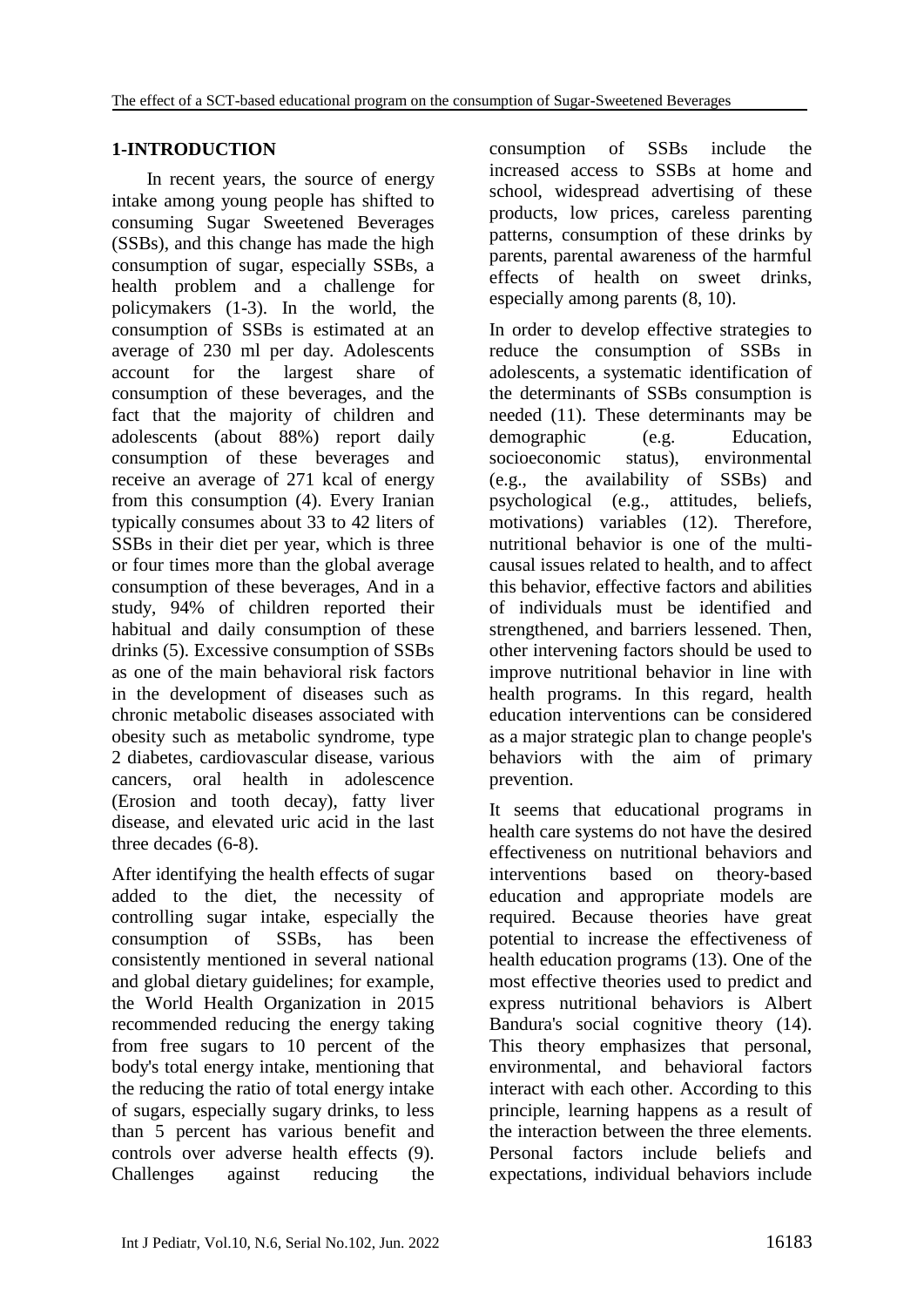## 1-INTRODUCTION

In recent years, the source of energy intake among young people has shifted to consuming Sugar Sweetened Beverages (SSBs), and this change has made the high consumption of sugar, especially SSBs, a health problem and a challenge for policymakers (1-3). In the world, the consumption of SSBs is estimated at an average of 230 ml per day. Adolescents account for the largest share of consumption of these beverages, and the fact that the majority of children and adolescents (about 88%) report daily consumption of these beverages and receive an average of 271 kcal of energy from this consumption (4). Every Iranian typically consumes about 33 to 42 liters of SSBs in their diet per year, which is three or four times more than the global average consumption of these beverages, And in a study, 94% of children reported their habitual and daily consumption of these drinks (5). Excessive consumption of SSBs as one of the main behavioral risk factors in the development of diseases such as chronic metabolic diseases associated with obesity such as metabolic syndrome, type 2 diabetes, cardiovascular disease, various cancers, oral health in adolescence (Erosion and tooth decay), fatty liver disease, and elevated uric acid in the last three decades (6-8).

After identifying the health effects of sugar added to the diet, the necessity of controlling sugar intake, especially the consumption of SSBs, has been consistently mentioned in several national and global dietary guidelines; for example, the World Health Organization in 2015 recommended reducing the energy taking from free sugars to 10 percent of the body's total energy intake, mentioning that the reducing the ratio of total energy intake of sugars, especially sugary drinks, to less than 5 percent has various benefit and controls over adverse health effects (9). Challenges against reducing the consumption of SSBs include the increased access to SSBs at home and school, widespread advertising of these products, low prices, careless parenting patterns, consumption of these drinks by parents, parental awareness of the harmful effects of health on sweet drinks, especially among parents (8, 10).

In order to develop effective strategies to reduce the consumption of SSBs in adolescents, a systematic identification of the determinants of SSBs consumption is needed (11). These determinants may be demographic (e.g. Education, socioeconomic status), environmental (e.g., the availability of SSBs) and psychological (e.g., attitudes, beliefs, motivations) variables (12). Therefore, nutritional behavior is one of the multi-causal issues related to health, and to affect this behavior, effective factors and abilities of individuals must be identified and strengthened, and barriers lessened. Then, other intervening factors should be used to improve nutritional behavior in line with health programs. In this regard, health education interventions can be considered as a major strategic plan to change people's behaviors with the aim of primary prevention.

It seems that educational programs in health care systems do not have the desired effectiveness on nutritional behaviors and interventions based on theory-based education and appropriate models are required. Because theories have great potential to increase the effectiveness of health education programs (13). One of the most effective theories used to predict and express nutritional behaviors is Albert Bandura's social cognitive theory (14). This theory emphasizes that personal, environmental, and behavioral factors interact with each other. According to this principle, learning happens as a result of the interaction between the three elements. Personal factors include beliefs and expectations, individual behaviors include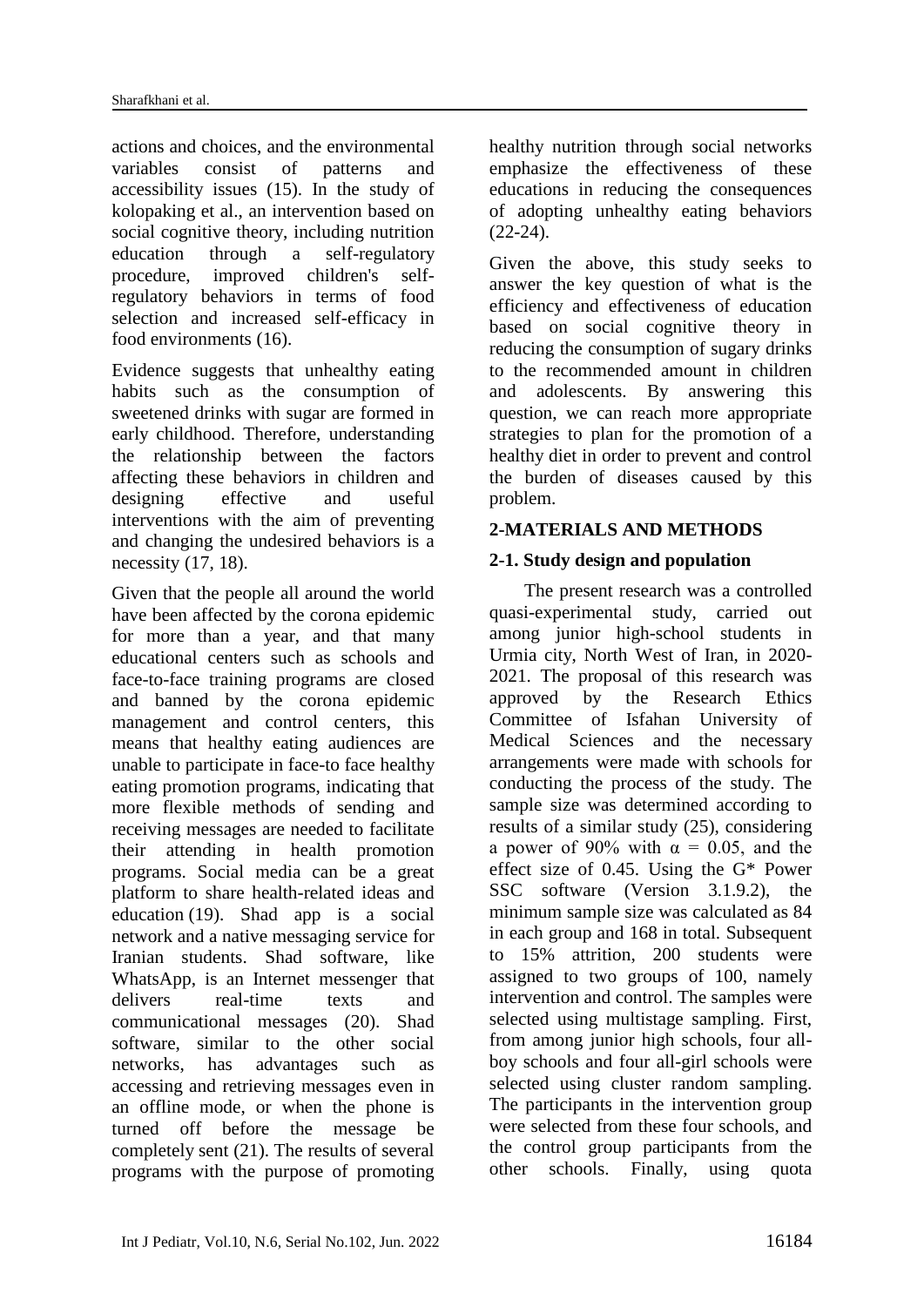actions and choices, and the environmental variables consist of patterns and accessibility issues (15). In the study of kolopaking et al., an intervention based on social cognitive theory, including nutrition education through a self-regulatory procedure, improved children's self-regulatory behaviors in terms of food selection and increased self-efficacy in food environments (16).

Evidence suggests that unhealthy eating habits such as the consumption of sweetened drinks with sugar are formed in early childhood. Therefore, understanding the relationship between the factors affecting these behaviors in children and designing effective and useful interventions with the aim of preventing and changing the undesired behaviors is a necessity (17, 18).

Given that the people all around the world have been affected by the corona epidemic for more than a year, and that many educational centers such as schools and face-to-face training programs are closed and banned by the corona epidemic management and control centers, this means that healthy eating audiences are unable to participate in face-to face healthy eating promotion programs, indicating that more flexible methods of sending and receiving messages are needed to facilitate their attending in health promotion programs. Social media can be a great platform to share health-related ideas and education (19). Shad app is a social network and a native messaging service for Iranian students. Shad software, like WhatsApp, is an Internet messenger that delivers real-time texts and communicational messages (20). Shad software, similar to the other social networks, has advantages such as accessing and retrieving messages even in an offline mode, or when the phone is turned off before the message be completely sent (21). The results of several programs with the purpose of promoting healthy nutrition through social networks emphasize the effectiveness of these educations in reducing the consequences of adopting unhealthy eating behaviors (22-24).

Given the above, this study seeks to answer the key question of what is the efficiency and effectiveness of education based on social cognitive theory in reducing the consumption of sugary drinks to the recommended amount in children and adolescents. By answering this question, we can reach more appropriate strategies to plan for the promotion of a healthy diet in order to prevent and control the burden of diseases caused by this problem.

## 2-MATERIALS AND METHODS

### 2-1. Study design and population

The present research was a controlled quasi-experimental study, carried out among junior high-school students in Urmia city, North West of Iran, in 2020-2021. The proposal of this research was approved by the Research Ethics Committee of Isfahan University of Medical Sciences and the necessary arrangements were made with schools for conducting the process of the study. The sample size was determined according to results of a similar study (25), considering a power of 90% with $\alpha = 0.05$, and the effect size of 0.45. Using the G* Power SSC software (Version 3.1.9.2), the minimum sample size was calculated as 84 in each group and 168 in total. Subsequent to 15% attrition, 200 students were assigned to two groups of 100, namely intervention and control. The samples were selected using multistage sampling. First, from among junior high schools, four all-boy schools and four all-girl schools were selected using cluster random sampling. The participants in the intervention group were selected from these four schools, and the control group participants from the other schools. Finally, using quota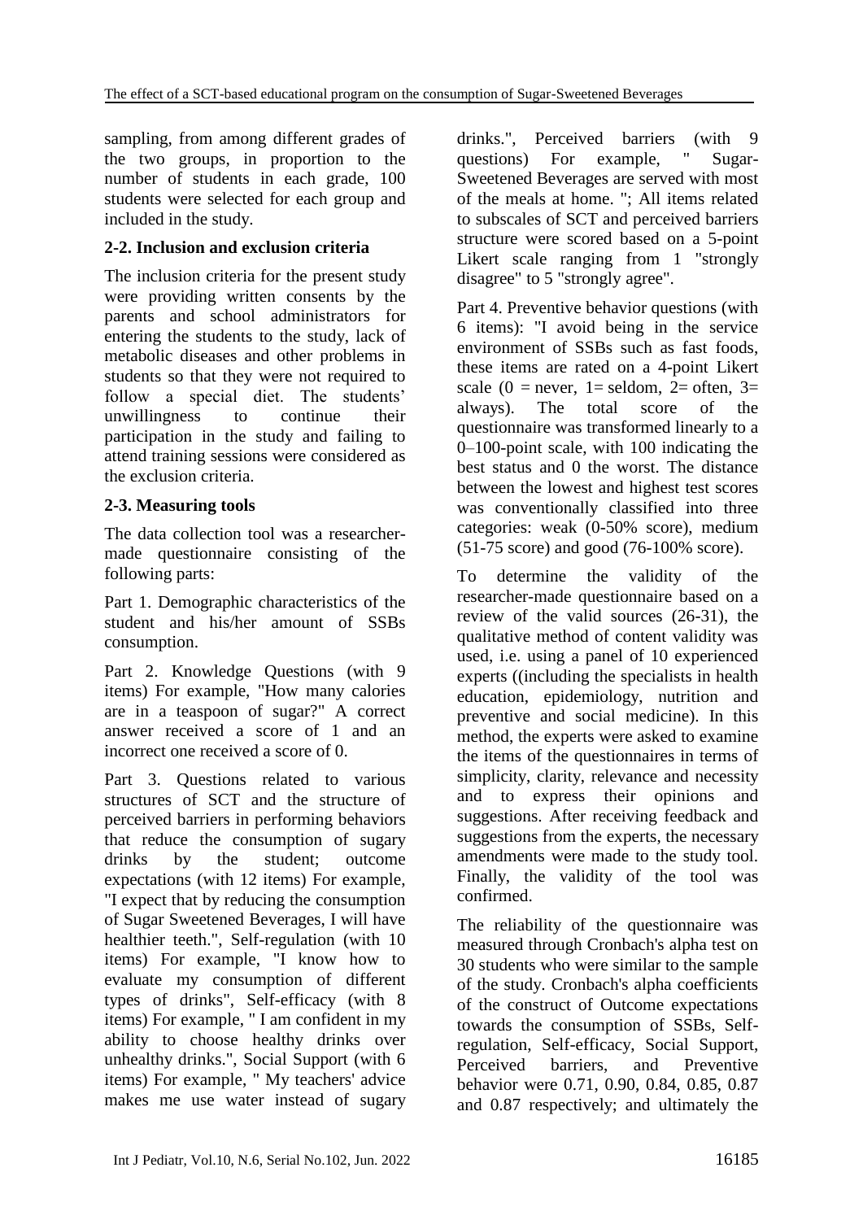sampling, from among different grades of the two groups, in proportion to the number of students in each grade, 100 students were selected for each group and included in the study.

### 2-2. Inclusion and exclusion criteria

The inclusion criteria for the present study were providing written consents by the parents and school administrators for entering the students to the study, lack of metabolic diseases and other problems in students so that they were not required to follow a special diet. The students' unwillingness to continue their participation in the study and failing to attend training sessions were considered as the exclusion criteria.

### 2-3. Measuring tools

The data collection tool was a researcher-made questionnaire consisting of the following parts:

Part 1. Demographic characteristics of the student and his/her amount of SSBs consumption.

Part 2. Knowledge Questions (with 9 items) For example, "How many calories are in a teaspoon of sugar?" A correct answer received a score of 1 and an incorrect one received a score of 0.

Part 3. Questions related to various structures of SCT and the structure of perceived barriers in performing behaviors that reduce the consumption of sugary drinks by the student; outcome expectations (with 12 items) For example, "I expect that by reducing the consumption of Sugar Sweetened Beverages, I will have healthier teeth.", Self-regulation (with 10 items) For example, "I know how to evaluate my consumption of different types of drinks", Self-efficacy (with 8 items) For example, " I am confident in my ability to choose healthy drinks over unhealthy drinks.", Social Support (with 6 items) For example, " My teachers' advice makes me use water instead of sugary drinks.", Perceived barriers (with 9 questions) For example, " Sugar-Sweetened Beverages are served with most of the meals at home. "; All items related to subscales of SCT and perceived barriers structure were scored based on a 5-point Likert scale ranging from 1 "strongly disagree" to 5 "strongly agree".

Part 4. Preventive behavior questions (with 6 items): "I avoid being in the service environment of SSBs such as fast foods, these items are rated on a 4-point Likert scale (0 = never, 1= seldom, 2= often, 3= always). The total score of the questionnaire was transformed linearly to a 0–100-point scale, with 100 indicating the best status and 0 the worst. The distance between the lowest and highest test scores was conventionally classified into three categories: weak (0-50% score), medium (51-75 score) and good (76-100% score).

To determine the validity of the researcher-made questionnaire based on a review of the valid sources (26-31), the qualitative method of content validity was used, i.e. using a panel of 10 experienced experts ((including the specialists in health education, epidemiology, nutrition and preventive and social medicine). In this method, the experts were asked to examine the items of the questionnaires in terms of simplicity, clarity, relevance and necessity and to express their opinions and suggestions. After receiving feedback and suggestions from the experts, the necessary amendments were made to the study tool. Finally, the validity of the tool was confirmed.

The reliability of the questionnaire was measured through Cronbach's alpha test on 30 students who were similar to the sample of the study. Cronbach's alpha coefficients of the construct of Outcome expectations towards the consumption of SSBs, Self-regulation, Self-efficacy, Social Support, Perceived barriers, and Preventive behavior were 0.71, 0.90, 0.84, 0.85, 0.87 and 0.87 respectively; and ultimately the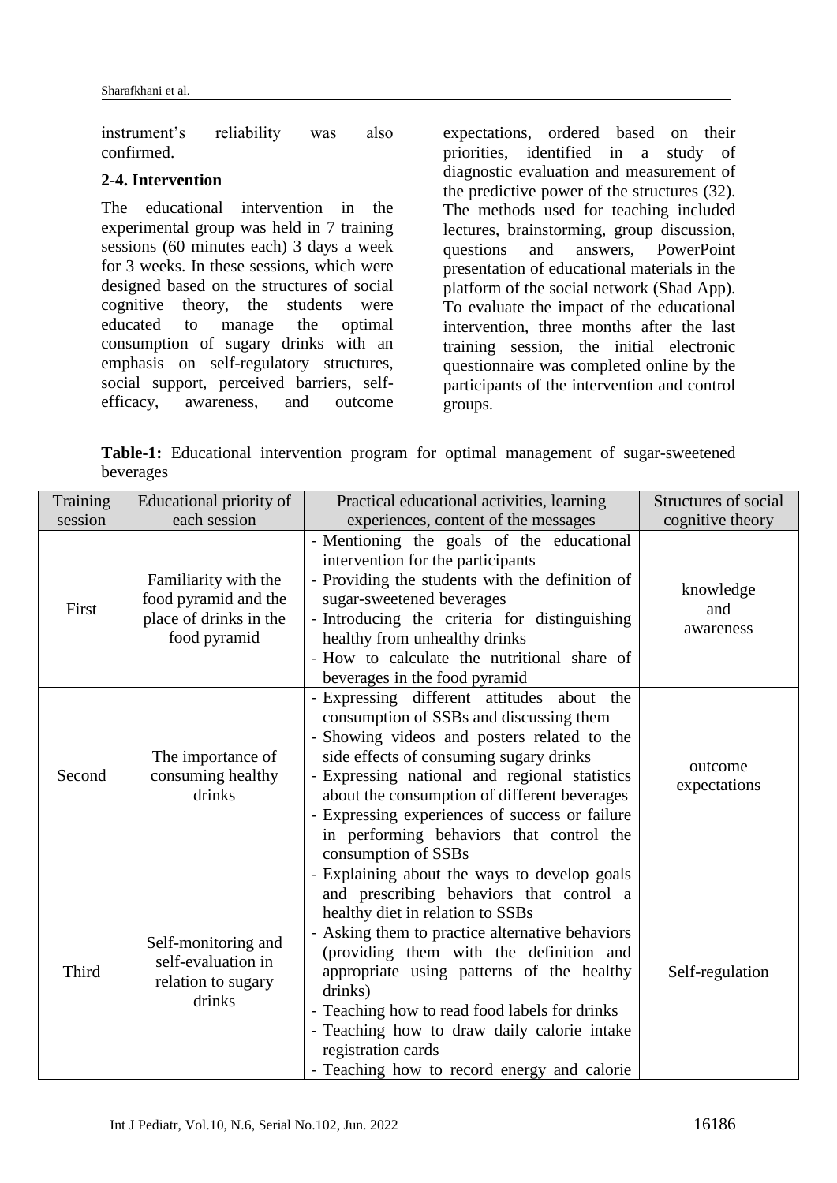instrument's reliability was also confirmed.

### 2-4. Intervention

The educational intervention in the experimental group was held in 7 training sessions (60 minutes each) 3 days a week for 3 weeks. In these sessions, which were designed based on the structures of social cognitive theory, the students were educated to manage the optimal consumption of sugary drinks with an emphasis on self-regulatory structures, social support, perceived barriers, self-efficacy, awareness, and outcome expectations, ordered based on their priorities, identified in a study of diagnostic evaluation and measurement of the predictive power of the structures (32). The methods used for teaching included lectures, brainstorming, group discussion, questions and answers, PowerPoint presentation of educational materials in the platform of the social network (Shad App). To evaluate the impact of the educational intervention, three months after the last training session, the initial electronic questionnaire was completed online by the participants of the intervention and control groups.

**Table-1:** Educational intervention program for optimal management of sugar-sweetened beverages

| Training session | Educational priority of each session | Practical educational activities, learning experiences, content of the messages | Structures of social cognitive theory |
|---|---|---|---|
| First | Familiarity with the food pyramid and the place of drinks in the food pyramid | - Mentioning the goals of the educational intervention for the participants<br>- Providing the students with the definition of sugar-sweetened beverages<br>- Introducing the criteria for distinguishing healthy from unhealthy drinks<br>- How to calculate the nutritional share of beverages in the food pyramid | knowledge and awareness |
| Second | The importance of consuming healthy drinks | - Expressing different attitudes about the consumption of SSBs and discussing them<br>- Showing videos and posters related to the side effects of consuming sugary drinks<br>- Expressing national and regional statistics about the consumption of different beverages<br>- Expressing experiences of success or failure in performing behaviors that control the consumption of SSBs | outcome expectations |
| Third | Self-monitoring and self-evaluation in relation to sugary drinks | - Explaining about the ways to develop goals and prescribing behaviors that control a healthy diet in relation to SSBs<br>- Asking them to practice alternative behaviors (providing them with the definition and appropriate using patterns of the healthy drinks)<br>- Teaching how to read food labels for drinks<br>- Teaching how to draw daily calorie intake registration cards<br>- Teaching how to record energy and calorie | Self-regulation |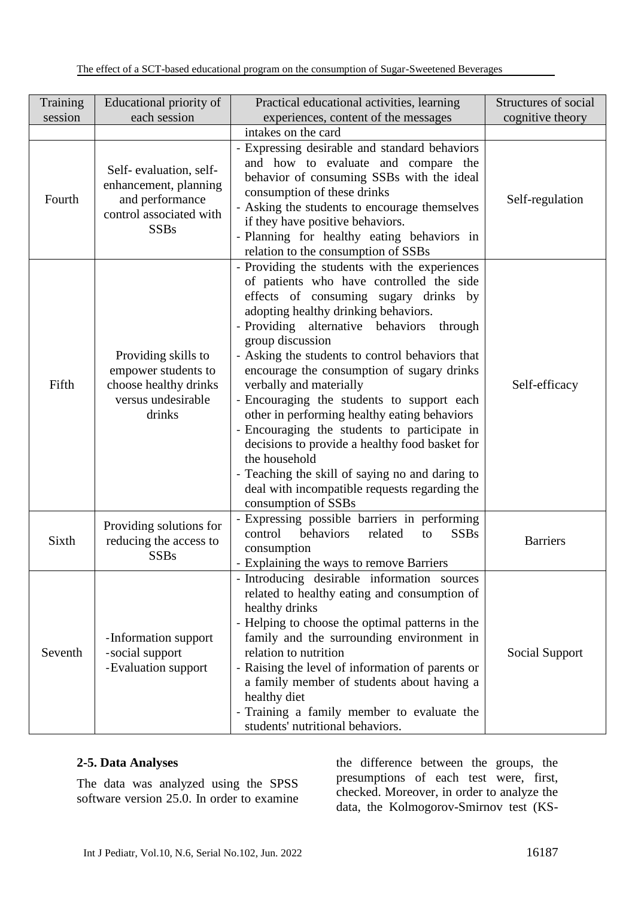| Training session | Educational priority of each session | Practical educational activities, learning experiences, content of the messages | Structures of social cognitive theory |
|---|---|---|---|
| | | intakes on the card | |
| Fourth | Self- evaluation, self-enhancement, planning and performance control associated with SSBs | - Expressing desirable and standard behaviors and how to evaluate and compare the behavior of consuming SSBs with the ideal consumption of these drinks<br>- Asking the students to encourage themselves if they have positive behaviors.<br>- Planning for healthy eating behaviors in relation to the consumption of SSBs | Self-regulation |
| Fifth | Providing skills to empower students to choose healthy drinks versus undesirable drinks | - Providing the students with the experiences of patients who have controlled the side effects of consuming sugary drinks by adopting healthy drinking behaviors.<br>- Providing alternative behaviors through group discussion<br>- Asking the students to control behaviors that encourage the consumption of sugary drinks verbally and materially<br>- Encouraging the students to support each other in performing healthy eating behaviors<br>- Encouraging the students to participate in decisions to provide a healthy food basket for the household<br>- Teaching the skill of saying no and daring to deal with incompatible requests regarding the consumption of SSBs | Self-efficacy |
| Sixth | Providing solutions for reducing the access to SSBs | - Expressing possible barriers in performing control behaviors related to SSBs consumption<br>- Explaining the ways to remove Barriers | Barriers |
| Seventh | -Information support<br>-social support<br>-Evaluation support | - Introducing desirable information sources related to healthy eating and consumption of healthy drinks<br>- Helping to choose the optimal patterns in the family and the surrounding environment in relation to nutrition<br>- Raising the level of information of parents or a family member of students about having a healthy diet<br>- Training a family member to evaluate the students' nutritional behaviors. | Social Support |

### 2-5. Data Analyses

The data was analyzed using the SPSS software version 25.0. In order to examine the difference between the groups, the presumptions of each test were, first, checked. Moreover, in order to analyze the data, the Kolmogorov-Smirnov test (KS-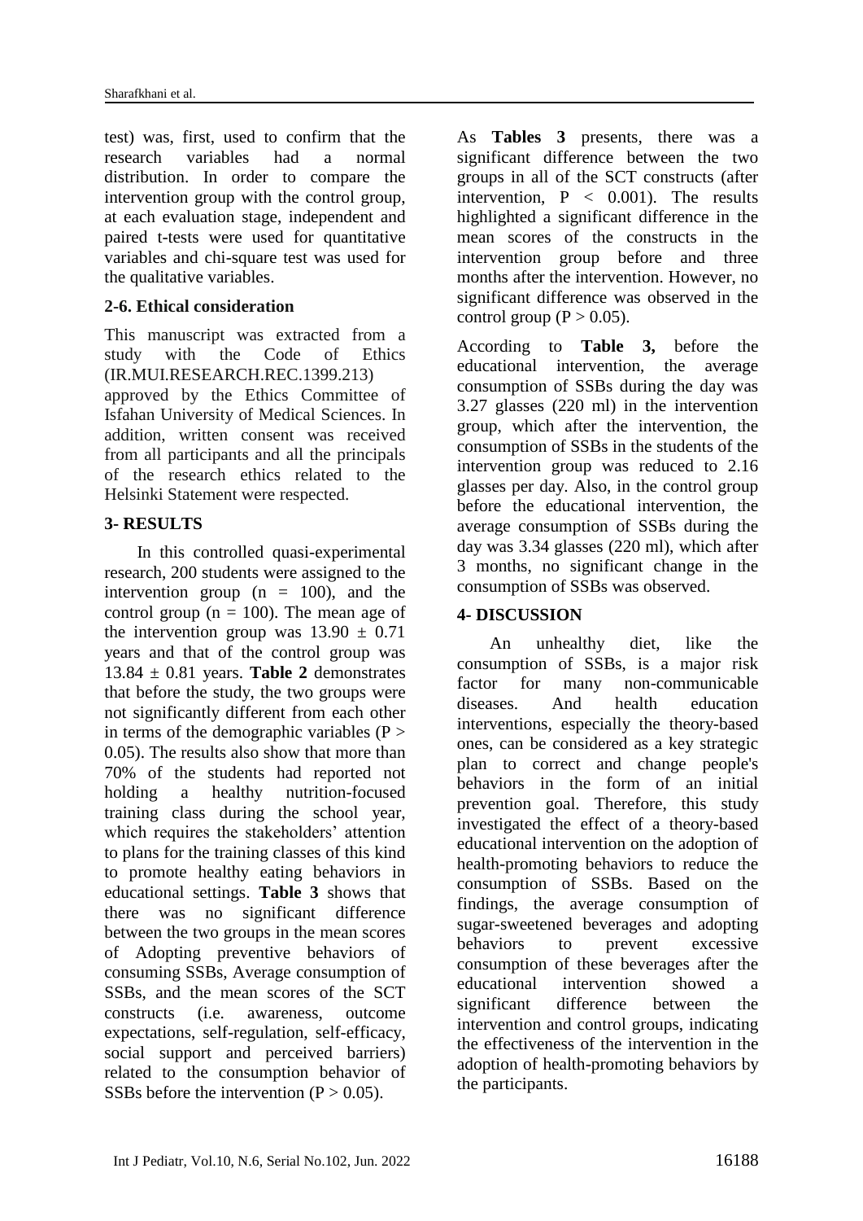test) was, first, used to confirm that the research variables had a normal distribution. In order to compare the intervention group with the control group, at each evaluation stage, independent and paired t-tests were used for quantitative variables and chi-square test was used for the qualitative variables.

## 2-6. Ethical consideration

This manuscript was extracted from a study with the Code of Ethics (IR.MUI.RESEARCH.REC.1399.213) approved by the Ethics Committee of Isfahan University of Medical Sciences. In addition, written consent was received from all participants and all the principals of the research ethics related to the Helsinki Statement were respected.

# 3- RESULTS

In this controlled quasi-experimental research, 200 students were assigned to the intervention group (n = 100), and the control group (n = 100). The mean age of the intervention group was 13.90 ± 0.71 years and that of the control group was 13.84 ± 0.81 years. **Table 2** demonstrates that before the study, the two groups were not significantly different from each other in terms of the demographic variables ($P > 0.05$). The results also show that more than 70% of the students had reported not holding a healthy nutrition-focused training class during the school year, which requires the stakeholders' attention to plans for the training classes of this kind to promote healthy eating behaviors in educational settings. **Table 3** shows that there was no significant difference between the two groups in the mean scores of Adopting preventive behaviors of consuming SSBs, Average consumption of SSBs, and the mean scores of the SCT constructs (i.e. awareness, outcome expectations, self-regulation, self-efficacy, social support and perceived barriers) related to the consumption behavior of SSBs before the intervention ($P > 0.05$).

As **Tables 3** presents, there was a significant difference between the two groups in all of the SCT constructs (after intervention, $P < 0.001$). The results highlighted a significant difference in the mean scores of the constructs in the intervention group before and three months after the intervention. However, no significant difference was observed in the control group ($P > 0.05$).

According to **Table 3,** before the educational intervention, the average consumption of SSBs during the day was 3.27 glasses (220 ml) in the intervention group, which after the intervention, the consumption of SSBs in the students of the intervention group was reduced to 2.16 glasses per day. Also, in the control group before the educational intervention, the average consumption of SSBs during the day was 3.34 glasses (220 ml), which after 3 months, no significant change in the consumption of SSBs was observed.

# 4- DISCUSSION

An unhealthy diet, like the consumption of SSBs, is a major risk factor for many non-communicable diseases. And health education interventions, especially the theory-based ones, can be considered as a key strategic plan to correct and change people's behaviors in the form of an initial prevention goal. Therefore, this study investigated the effect of a theory-based educational intervention on the adoption of health-promoting behaviors to reduce the consumption of SSBs. Based on the findings, the average consumption of sugar-sweetened beverages and adopting behaviors to prevent excessive consumption of these beverages after the educational intervention showed a significant difference between the intervention and control groups, indicating the effectiveness of the intervention in the adoption of health-promoting behaviors by the participants.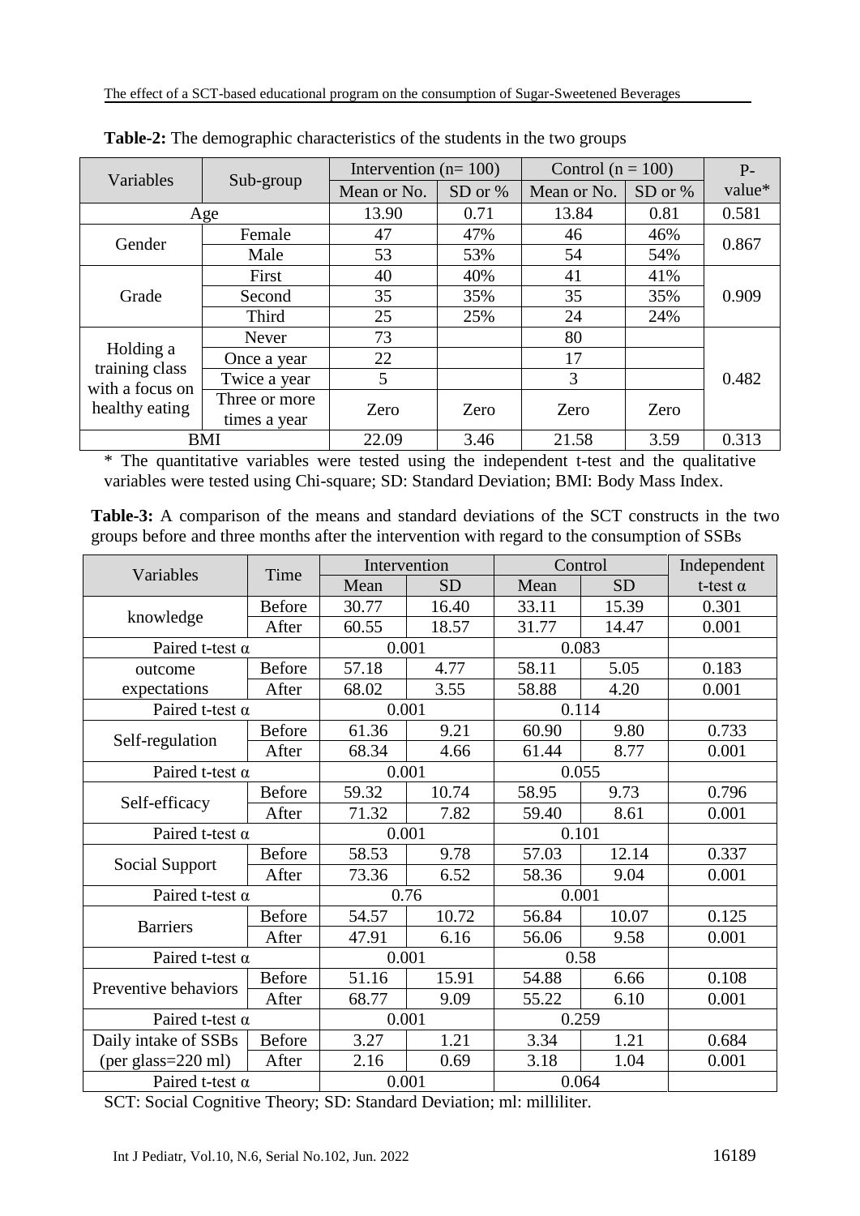**Table-2:** The demographic characteristics of the students in the two groups

| Variables | Sub-group | Intervention (n= 100) | | Control (n = 100) | | P-value* |
|---|---|---|---|---|---|---|
| | | Mean or No. | SD or % | Mean or No. | SD or % | |
| Age | | 13.90 | 0.71 | 13.84 | 0.81 | 0.581 |
| Gender | Female | 47 | 47% | 46 | 46% | 0.867 |
| | Male | 53 | 53% | 54 | 54% | |
| Grade | First | 40 | 40% | 41 | 41% | 0.909 |
| | Second | 35 | 35% | 35 | 35% | |
| | Third | 25 | 25% | 24 | 24% | |
| Holding a training class with a focus on healthy eating | Never | 73 | | 80 | | 0.482 |
| | Once a year | 22 | | 17 | | |
| | Twice a year | 5 | | 3 | | |
| | Three or more times a year | Zero | Zero | Zero | Zero | |
| BMI | | 22.09 | 3.46 | 21.58 | 3.59 | 0.313 |

* The quantitative variables were tested using the independent t-test and the qualitative variables were tested using Chi-square; SD: Standard Deviation; BMI: Body Mass Index.

**Table-3:** A comparison of the means and standard deviations of the SCT constructs in the two groups before and three months after the intervention with regard to the consumption of SSBs

| Variables | Time | Intervention | | Control | | Independent t-test α |
|---|---|---|---|---|---|---|
| | | Mean | SD | Mean | SD | |
| knowledge | Before | 30.77 | 16.40 | 33.11 | 15.39 | 0.301 |
| | After | 60.55 | 18.57 | 31.77 | 14.47 | 0.001 |
| Paired t-test α | | 0.001 | | 0.083 | | |
| outcome expectations | Before | 57.18 | 4.77 | 58.11 | 5.05 | 0.183 |
| | After | 68.02 | 3.55 | 58.88 | 4.20 | 0.001 |
| Paired t-test α | | 0.001 | | 0.114 | | |
| Self-regulation | Before | 61.36 | 9.21 | 60.90 | 9.80 | 0.733 |
| | After | 68.34 | 4.66 | 61.44 | 8.77 | 0.001 |
| Paired t-test α | | 0.001 | | 0.055 | | |
| Self-efficacy | Before | 59.32 | 10.74 | 58.95 | 9.73 | 0.796 |
| | After | 71.32 | 7.82 | 59.40 | 8.61 | 0.001 |
| Paired t-test α | | 0.001 | | 0.101 | | |
| Social Support | Before | 58.53 | 9.78 | 57.03 | 12.14 | 0.337 |
| | After | 73.36 | 6.52 | 58.36 | 9.04 | 0.001 |
| Paired t-test α | | 0.76 | | 0.001 | | |
| Barriers | Before | 54.57 | 10.72 | 56.84 | 10.07 | 0.125 |
| | After | 47.91 | 6.16 | 56.06 | 9.58 | 0.001 |
| Paired t-test α | | 0.001 | | 0.58 | | |
| Preventive behaviors | Before | 51.16 | 15.91 | 54.88 | 6.66 | 0.108 |
| | After | 68.77 | 9.09 | 55.22 | 6.10 | 0.001 |
| Paired t-test α | | 0.001 | | 0.259 | | |
| Daily intake of SSBs (per glass=220 ml) | Before | 3.27 | 1.21 | 3.34 | 1.21 | 0.684 |
| | After | 2.16 | 0.69 | 3.18 | 1.04 | 0.001 |
| Paired t-test α | | 0.001 | | 0.064 | | |

SCT: Social Cognitive Theory; SD: Standard Deviation; ml: milliliter.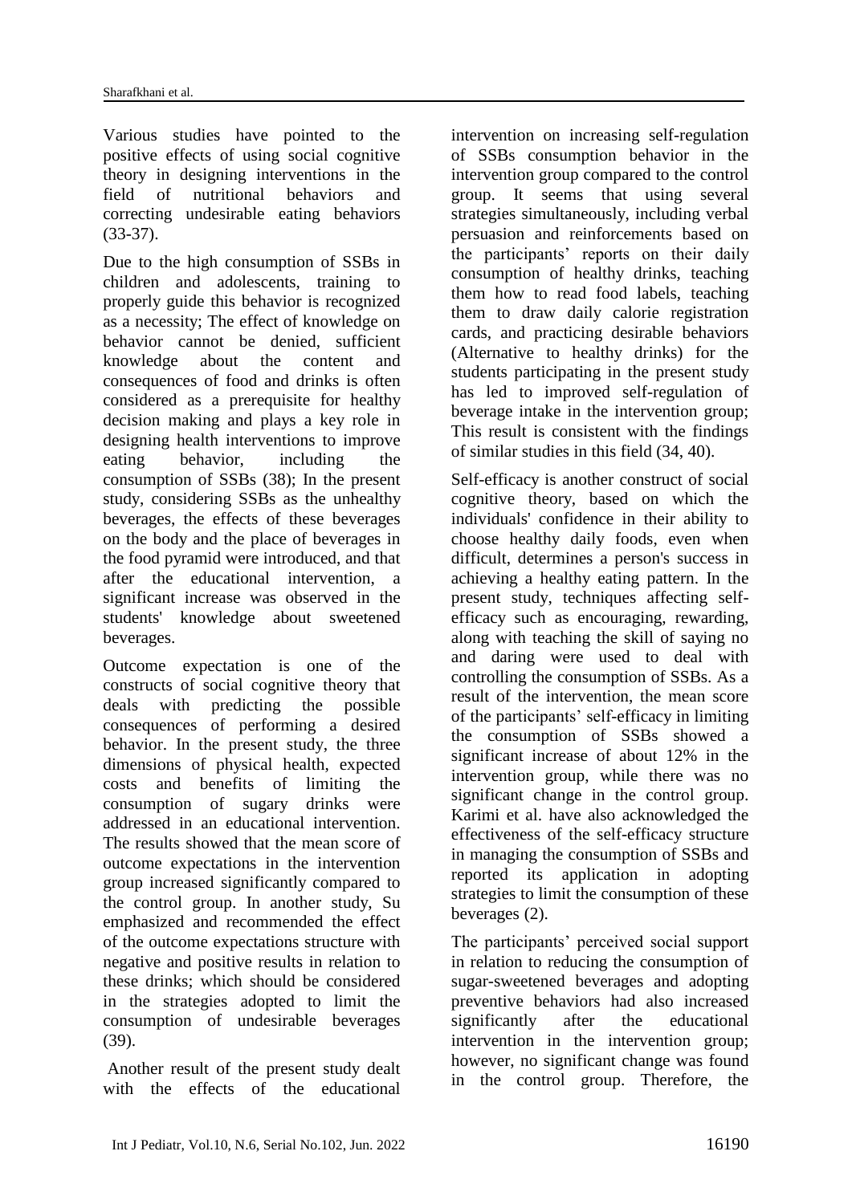Various studies have pointed to the positive effects of using social cognitive theory in designing interventions in the field of nutritional behaviors and correcting undesirable eating behaviors (33-37).

Due to the high consumption of SSBs in children and adolescents, training to properly guide this behavior is recognized as a necessity; The effect of knowledge on behavior cannot be denied, sufficient knowledge about the content and consequences of food and drinks is often considered as a prerequisite for healthy decision making and plays a key role in designing health interventions to improve eating behavior, including the consumption of SSBs (38); In the present study, considering SSBs as the unhealthy beverages, the effects of these beverages on the body and the place of beverages in the food pyramid were introduced, and that after the educational intervention, a significant increase was observed in the students' knowledge about sweetened beverages.

Outcome expectation is one of the constructs of social cognitive theory that deals with predicting the possible consequences of performing a desired behavior. In the present study, the three dimensions of physical health, expected costs and benefits of limiting the consumption of sugary drinks were addressed in an educational intervention. The results showed that the mean score of outcome expectations in the intervention group increased significantly compared to the control group. In another study, Su emphasized and recommended the effect of the outcome expectations structure with negative and positive results in relation to these drinks; which should be considered in the strategies adopted to limit the consumption of undesirable beverages (39).

Another result of the present study dealt with the effects of the educational intervention on increasing self-regulation of SSBs consumption behavior in the intervention group compared to the control group. It seems that using several strategies simultaneously, including verbal persuasion and reinforcements based on the participants' reports on their daily consumption of healthy drinks, teaching them how to read food labels, teaching them to draw daily calorie registration cards, and practicing desirable behaviors (Alternative to healthy drinks) for the students participating in the present study has led to improved self-regulation of beverage intake in the intervention group; This result is consistent with the findings of similar studies in this field (34, 40).

Self-efficacy is another construct of social cognitive theory, based on which the individuals' confidence in their ability to choose healthy daily foods, even when difficult, determines a person's success in achieving a healthy eating pattern. In the present study, techniques affecting self-efficacy such as encouraging, rewarding, along with teaching the skill of saying no and daring were used to deal with controlling the consumption of SSBs. As a result of the intervention, the mean score of the participants' self-efficacy in limiting the consumption of SSBs showed a significant increase of about 12% in the intervention group, while there was no significant change in the control group. Karimi et al. have also acknowledged the effectiveness of the self-efficacy structure in managing the consumption of SSBs and reported its application in adopting strategies to limit the consumption of these beverages (2).

The participants' perceived social support in relation to reducing the consumption of sugar-sweetened beverages and adopting preventive behaviors had also increased significantly after the educational intervention in the intervention group; however, no significant change was found in the control group. Therefore, the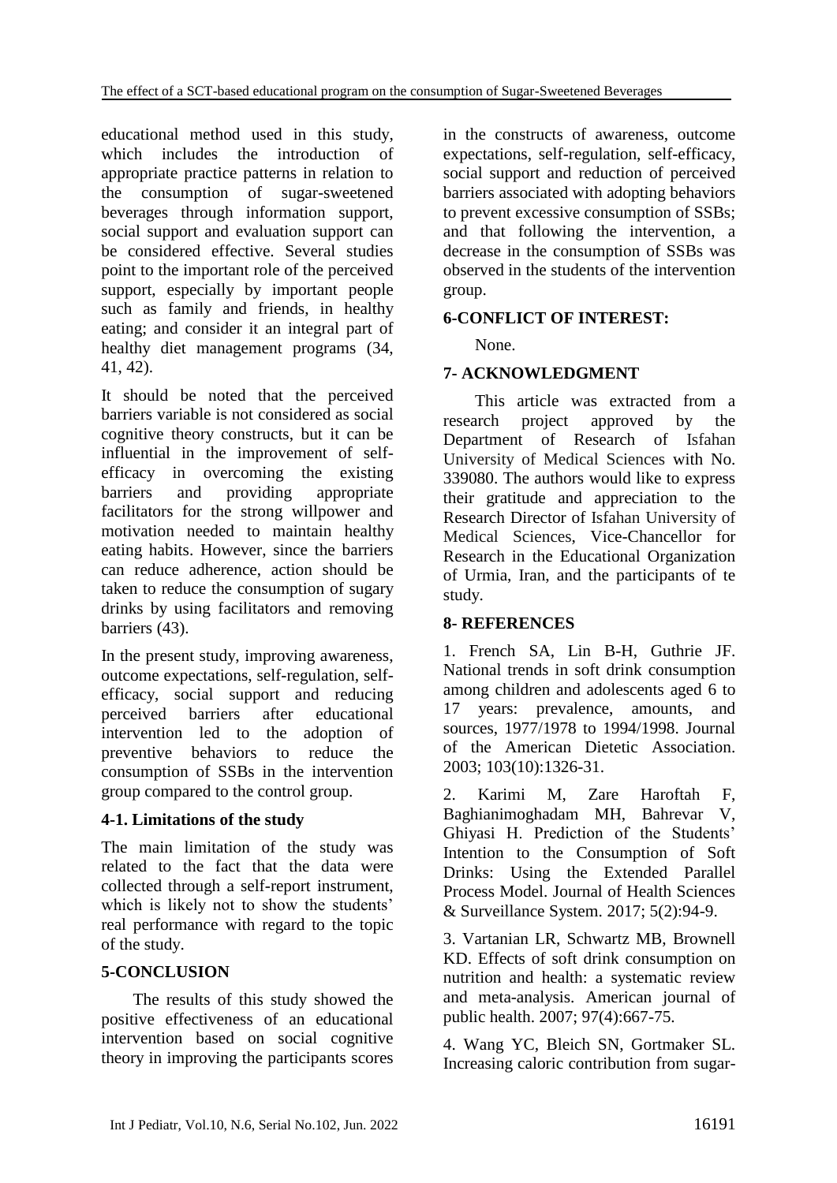educational method used in this study, which includes the introduction of appropriate practice patterns in relation to the consumption of sugar-sweetened beverages through information support, social support and evaluation support can be considered effective. Several studies point to the important role of the perceived support, especially by important people such as family and friends, in healthy eating; and consider it an integral part of healthy diet management programs (34, 41, 42).

It should be noted that the perceived barriers variable is not considered as social cognitive theory constructs, but it can be influential in the improvement of self-efficacy in overcoming the existing barriers and providing appropriate facilitators for the strong willpower and motivation needed to maintain healthy eating habits. However, since the barriers can reduce adherence, action should be taken to reduce the consumption of sugary drinks by using facilitators and removing barriers (43).

In the present study, improving awareness, outcome expectations, self-regulation, self-efficacy, social support and reducing perceived barriers after educational intervention led to the adoption of preventive behaviors to reduce the consumption of SSBs in the intervention group compared to the control group.

### 4-1. Limitations of the study

The main limitation of the study was related to the fact that the data were collected through a self-report instrument, which is likely not to show the students' real performance with regard to the topic of the study.

## 5-CONCLUSION

The results of this study showed the positive effectiveness of an educational intervention based on social cognitive theory in improving the participants scores in the constructs of awareness, outcome expectations, self-regulation, self-efficacy, social support and reduction of perceived barriers associated with adopting behaviors to prevent excessive consumption of SSBs; and that following the intervention, a decrease in the consumption of SSBs was observed in the students of the intervention group.

## 6-CONFLICT OF INTEREST:

None.

## 7- ACKNOWLEDGMENT

This article was extracted from a research project approved by the Department of Research of Isfahan University of Medical Sciences with No. 339080. The authors would like to express their gratitude and appreciation to the Research Director of Isfahan University of Medical Sciences, Vice-Chancellor for Research in the Educational Organization of Urmia, Iran, and the participants of te study.

## 8- REFERENCES

1. French SA, Lin B-H, Guthrie JF. National trends in soft drink consumption among children and adolescents aged 6 to 17 years: prevalence, amounts, and sources, 1977/1978 to 1994/1998. Journal of the American Dietetic Association. 2003; 103(10):1326-31.

2. Karimi M, Zare Haroftah F, Baghianimoghadam MH, Bahrevar V, Ghiyasi H. Prediction of the Students' Intention to the Consumption of Soft Drinks: Using the Extended Parallel Process Model. Journal of Health Sciences & Surveillance System. 2017; 5(2):94-9.

3. Vartanian LR, Schwartz MB, Brownell KD. Effects of soft drink consumption on nutrition and health: a systematic review and meta-analysis. American journal of public health. 2007; 97(4):667-75.

4. Wang YC, Bleich SN, Gortmaker SL. Increasing caloric contribution from sugar-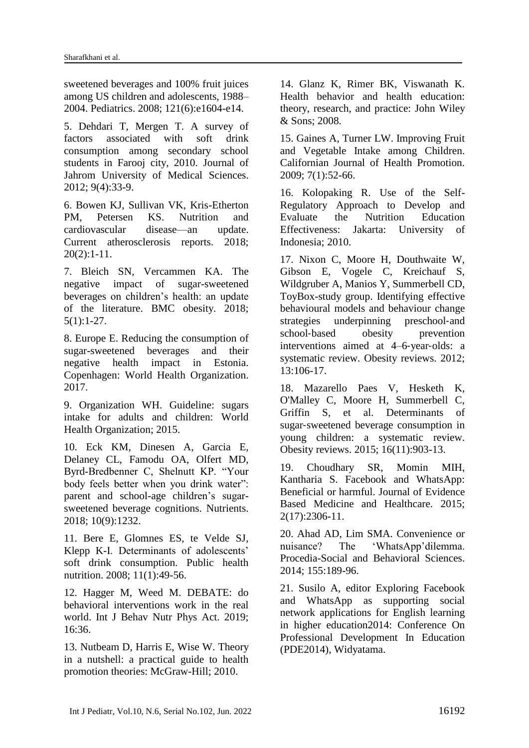sweetened beverages and 100% fruit juices among US children and adolescents, 1988–2004. Pediatrics. 2008; 121(6):e1604-e14.

5. Dehdari T, Mergen T. A survey of factors associated with soft drink consumption among secondary school students in Farooj city, 2010. Journal of Jahrom University of Medical Sciences. 2012; 9(4):33-9.

6. Bowen KJ, Sullivan VK, Kris-Etherton PM, Petersen KS. Nutrition and cardiovascular disease—an update. Current atherosclerosis reports. 2018; 20(2):1-11.

7. Bleich SN, Vercammen KA. The negative impact of sugar-sweetened beverages on children's health: an update of the literature. BMC obesity. 2018; 5(1):1-27.

8. Europe E. Reducing the consumption of sugar-sweetened beverages and their negative health impact in Estonia. Copenhagen: World Health Organization. 2017.

9. Organization WH. Guideline: sugars intake for adults and children: World Health Organization; 2015.

10. Eck KM, Dinesen A, Garcia E, Delaney CL, Famodu OA, Olfert MD, Byrd-Bredbenner C, Shelnutt KP. "Your body feels better when you drink water": parent and school-age children's sugar-sweetened beverage cognitions. Nutrients. 2018; 10(9):1232.

11. Bere E, Glomnes ES, te Velde SJ, Klepp K-I. Determinants of adolescents' soft drink consumption. Public health nutrition. 2008; 11(1):49-56.

12. Hagger M, Weed M. DEBATE: do behavioral interventions work in the real world. Int J Behav Nutr Phys Act. 2019; 16:36.

13. Nutbeam D, Harris E, Wise W. Theory in a nutshell: a practical guide to health promotion theories: McGraw-Hill; 2010.

14. Glanz K, Rimer BK, Viswanath K. Health behavior and health education: theory, research, and practice: John Wiley & Sons; 2008.

15. Gaines A, Turner LW. Improving Fruit and Vegetable Intake among Children. Californian Journal of Health Promotion. 2009; 7(1):52-66.

16. Kolopaking R. Use of the Self-Regulatory Approach to Develop and Evaluate the Nutrition Education Effectiveness: Jakarta: University of Indonesia; 2010.

17. Nixon C, Moore H, Douthwaite W, Gibson E, Vogele C, Kreichauf S, Wildgruber A, Manios Y, Summerbell CD, ToyBox-study group. Identifying effective behavioural models and behaviour change strategies underpinning preschool-and school-based obesity prevention interventions aimed at 4–6-year-olds: a systematic review. Obesity reviews. 2012; 13:106-17.

18. Mazarello Paes V, Hesketh K, O'Malley C, Moore H, Summerbell C, Griffin S, et al. Determinants of sugar-sweetened beverage consumption in young children: a systematic review. Obesity reviews. 2015; 16(11):903-13.

19. Choudhary SR, Momin MIH, Kantharia S. Facebook and WhatsApp: Beneficial or harmful. Journal of Evidence Based Medicine and Healthcare. 2015; 2(17):2306-11.

20. Ahad AD, Lim SMA. Convenience or nuisance? The 'WhatsApp'dilemma. Procedia-Social and Behavioral Sciences. 2014; 155:189-96.

21. Susilo A, editor Exploring Facebook and WhatsApp as supporting social network applications for English learning in higher education2014: Conference On Professional Development In Education (PDE2014), Widyatama.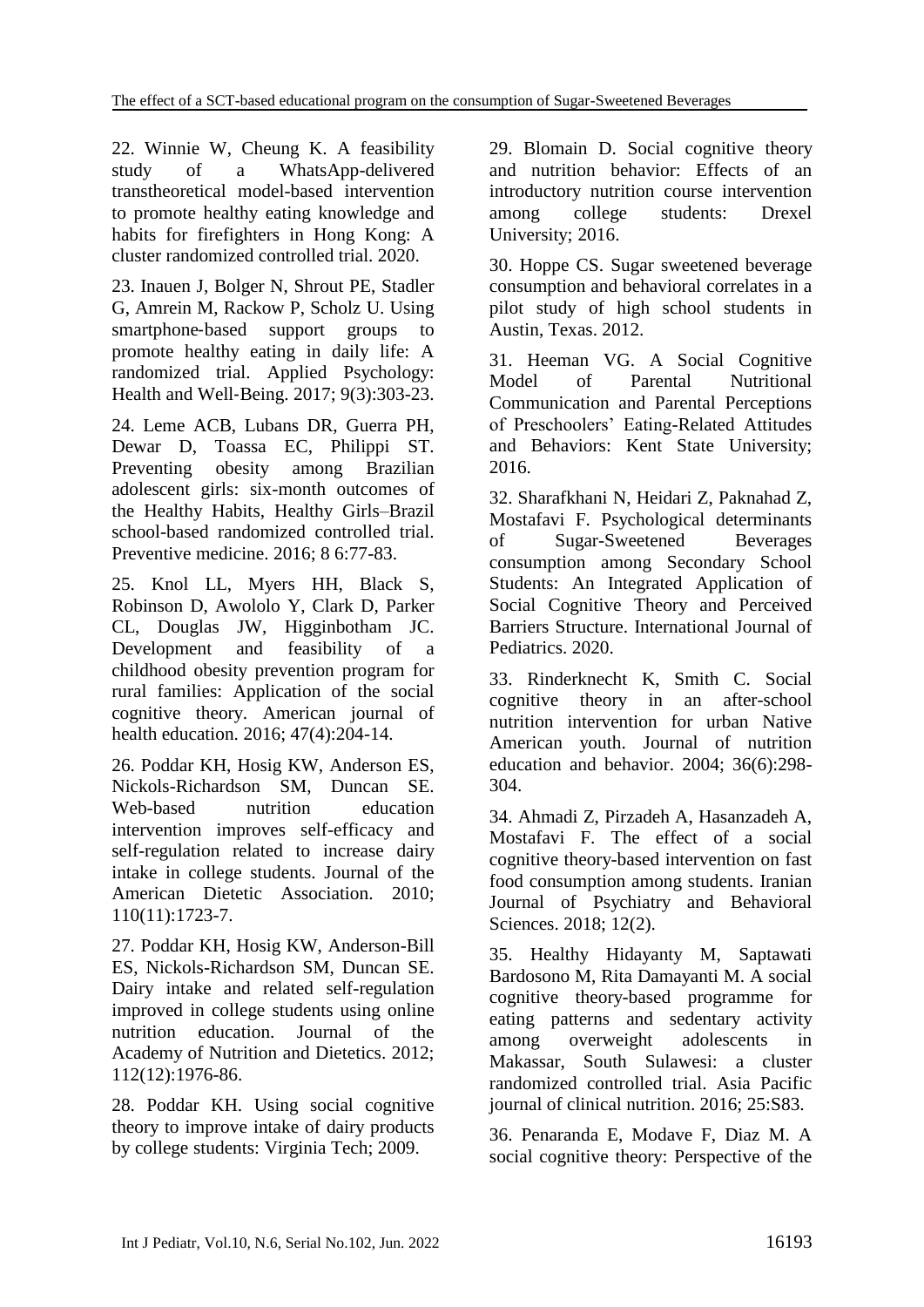22. Winnie W, Cheung K. A feasibility study of a WhatsApp-delivered transtheoretical model-based intervention to promote healthy eating knowledge and habits for firefighters in Hong Kong: A cluster randomized controlled trial. 2020.

23. Inauen J, Bolger N, Shrout PE, Stadler G, Amrein M, Rackow P, Scholz U. Using smartphone‐based support groups to promote healthy eating in daily life: A randomized trial. Applied Psychology: Health and Well‐Being. 2017; 9(3):303-23.

24. Leme ACB, Lubans DR, Guerra PH, Dewar D, Toassa EC, Philippi ST. Preventing obesity among Brazilian adolescent girls: six-month outcomes of the Healthy Habits, Healthy Girls–Brazil school-based randomized controlled trial. Preventive medicine. 2016; 8 6:77-83.

25. Knol LL, Myers HH, Black S, Robinson D, Awololo Y, Clark D, Parker CL, Douglas JW, Higginbotham JC. Development and feasibility of a childhood obesity prevention program for rural families: Application of the social cognitive theory. American journal of health education. 2016; 47(4):204-14.

26. Poddar KH, Hosig KW, Anderson ES, Nickols-Richardson SM, Duncan SE. Web-based nutrition education intervention improves self-efficacy and self-regulation related to increase dairy intake in college students. Journal of the American Dietetic Association. 2010; 110(11):1723-7.

27. Poddar KH, Hosig KW, Anderson-Bill ES, Nickols-Richardson SM, Duncan SE. Dairy intake and related self-regulation improved in college students using online nutrition education. Journal of the Academy of Nutrition and Dietetics. 2012; 112(12):1976-86.

28. Poddar KH. Using social cognitive theory to improve intake of dairy products by college students: Virginia Tech; 2009.

29. Blomain D. Social cognitive theory and nutrition behavior: Effects of an introductory nutrition course intervention among college students: Drexel University; 2016.

30. Hoppe CS. Sugar sweetened beverage consumption and behavioral correlates in a pilot study of high school students in Austin, Texas. 2012.

31. Heeman VG. A Social Cognitive Model of Parental Nutritional Communication and Parental Perceptions of Preschoolers' Eating-Related Attitudes and Behaviors: Kent State University; 2016.

32. Sharafkhani N, Heidari Z, Paknahad Z, Mostafavi F. Psychological determinants of Sugar-Sweetened Beverages consumption among Secondary School Students: An Integrated Application of Social Cognitive Theory and Perceived Barriers Structure. International Journal of Pediatrics. 2020.

33. Rinderknecht K, Smith C. Social cognitive theory in an after-school nutrition intervention for urban Native American youth. Journal of nutrition education and behavior. 2004; 36(6):298-304.

34. Ahmadi Z, Pirzadeh A, Hasanzadeh A, Mostafavi F. The effect of a social cognitive theory-based intervention on fast food consumption among students. Iranian Journal of Psychiatry and Behavioral Sciences. 2018; 12(2).

35. Healthy Hidayanty M, Saptawati Bardosono M, Rita Damayanti M. A social cognitive theory-based programme for eating patterns and sedentary activity among overweight adolescents in Makassar, South Sulawesi: a cluster randomized controlled trial. Asia Pacific journal of clinical nutrition. 2016; 25:S83.

36. Penaranda E, Modave F, Diaz M. A social cognitive theory: Perspective of the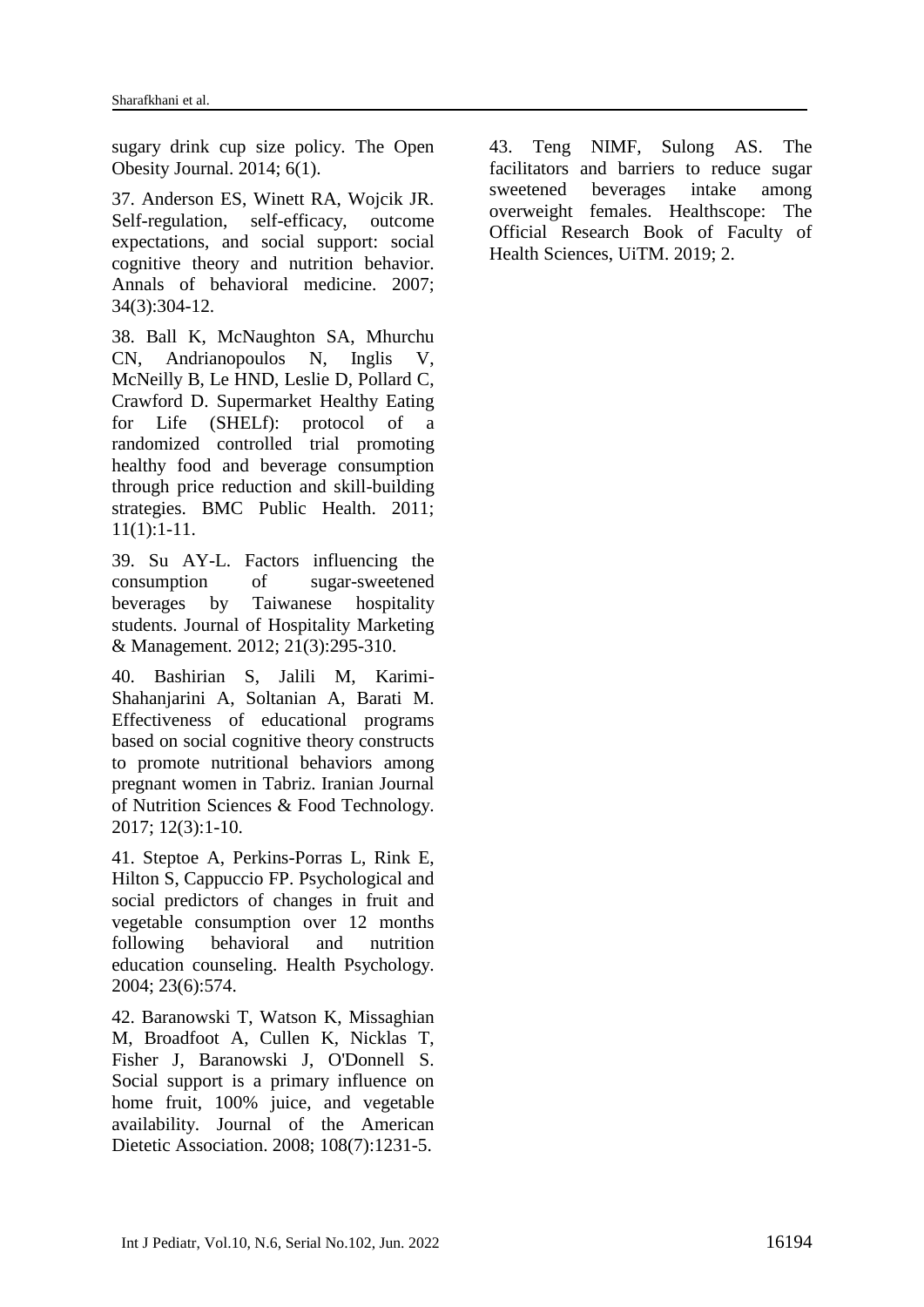sugary drink cup size policy. The Open Obesity Journal. 2014; 6(1).

37. Anderson ES, Winett RA, Wojcik JR. Self-regulation, self-efficacy, outcome expectations, and social support: social cognitive theory and nutrition behavior. Annals of behavioral medicine. 2007; 34(3):304-12.

38. Ball K, McNaughton SA, Mhurchu CN, Andrianopoulos N, Inglis V, McNeilly B, Le HND, Leslie D, Pollard C, Crawford D. Supermarket Healthy Eating for Life (SHELf): protocol of a randomized controlled trial promoting healthy food and beverage consumption through price reduction and skill-building strategies. BMC Public Health. 2011; 11(1):1-11.

39. Su AY-L. Factors influencing the consumption of sugar-sweetened beverages by Taiwanese hospitality students. Journal of Hospitality Marketing & Management. 2012; 21(3):295-310.

40. Bashirian S, Jalili M, Karimi-Shahanjarini A, Soltanian A, Barati M. Effectiveness of educational programs based on social cognitive theory constructs to promote nutritional behaviors among pregnant women in Tabriz. Iranian Journal of Nutrition Sciences & Food Technology. 2017; 12(3):1-10.

41. Steptoe A, Perkins-Porras L, Rink E, Hilton S, Cappuccio FP. Psychological and social predictors of changes in fruit and vegetable consumption over 12 months following behavioral and nutrition education counseling. Health Psychology. 2004; 23(6):574.

42. Baranowski T, Watson K, Missaghian M, Broadfoot A, Cullen K, Nicklas T, Fisher J, Baranowski J, O'Donnell S. Social support is a primary influence on home fruit, 100% juice, and vegetable availability. Journal of the American Dietetic Association. 2008; 108(7):1231-5.

43. Teng NIMF, Sulong AS. The facilitators and barriers to reduce sugar sweetened beverages intake among overweight females. Healthscope: The Official Research Book of Faculty of Health Sciences, UiTM. 2019; 2.